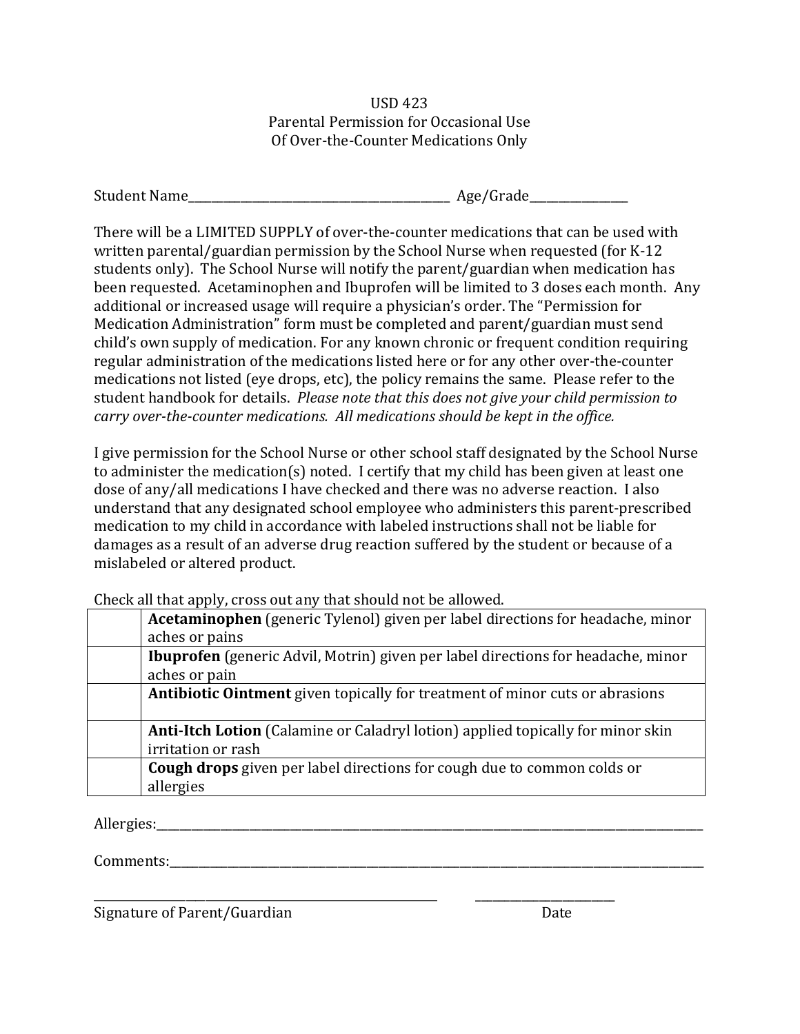USD 423
Parental Permission for Occasional Use
Of Over-the-Counter Medications Only

Student Name_____________________________________________ Age/Grade________________

There will be a LIMITED SUPPLY of over-the-counter medications that can be used with written parental/guardian permission by the School Nurse when requested (for K-12 students only). The School Nurse will notify the parent/guardian when medication has been requested. Acetaminophen and Ibuprofen will be limited to 3 doses each month. Any additional or increased usage will require a physician's order. The "Permission for Medication Administration" form must be completed and parent/guardian must send child's own supply of medication. For any known chronic or frequent condition requiring regular administration of the medications listed here or for any other over-the-counter medications not listed (eye drops, etc), the policy remains the same. Please refer to the student handbook for details. *Please note that this does not give your child permission to carry over-the-counter medications. All medications should be kept in the office.*

I give permission for the School Nurse or other school staff designated by the School Nurse to administer the medication(s) noted. I certify that my child has been given at least one dose of any/all medications I have checked and there was no adverse reaction. I also understand that any designated school employee who administers this parent-prescribed medication to my child in accordance with labeled instructions shall not be liable for damages as a result of an adverse drug reaction suffered by the student or because of a mislabeled or altered product.

Check all that apply, cross out any that should not be allowed.

| | |
|---|---|
| | **Acetaminophen** (generic Tylenol) given per label directions for headache, minor aches or pains |
| | **Ibuprofen** (generic Advil, Motrin) given per label directions for headache, minor aches or pain |
| | **Antibiotic Ointment** given topically for treatment of minor cuts or abrasions |
| | **Anti-Itch Lotion** (Calamine or Caladryl lotion) applied topically for minor skin irritation or rash |
| | **Cough drops** given per label directions for cough due to common colds or allergies |

Allergies:____________________________________________________________________________________________

Comments:___________________________________________________________________________________________

_______________________________________________________ ________________________
Signature of Parent/Guardian Date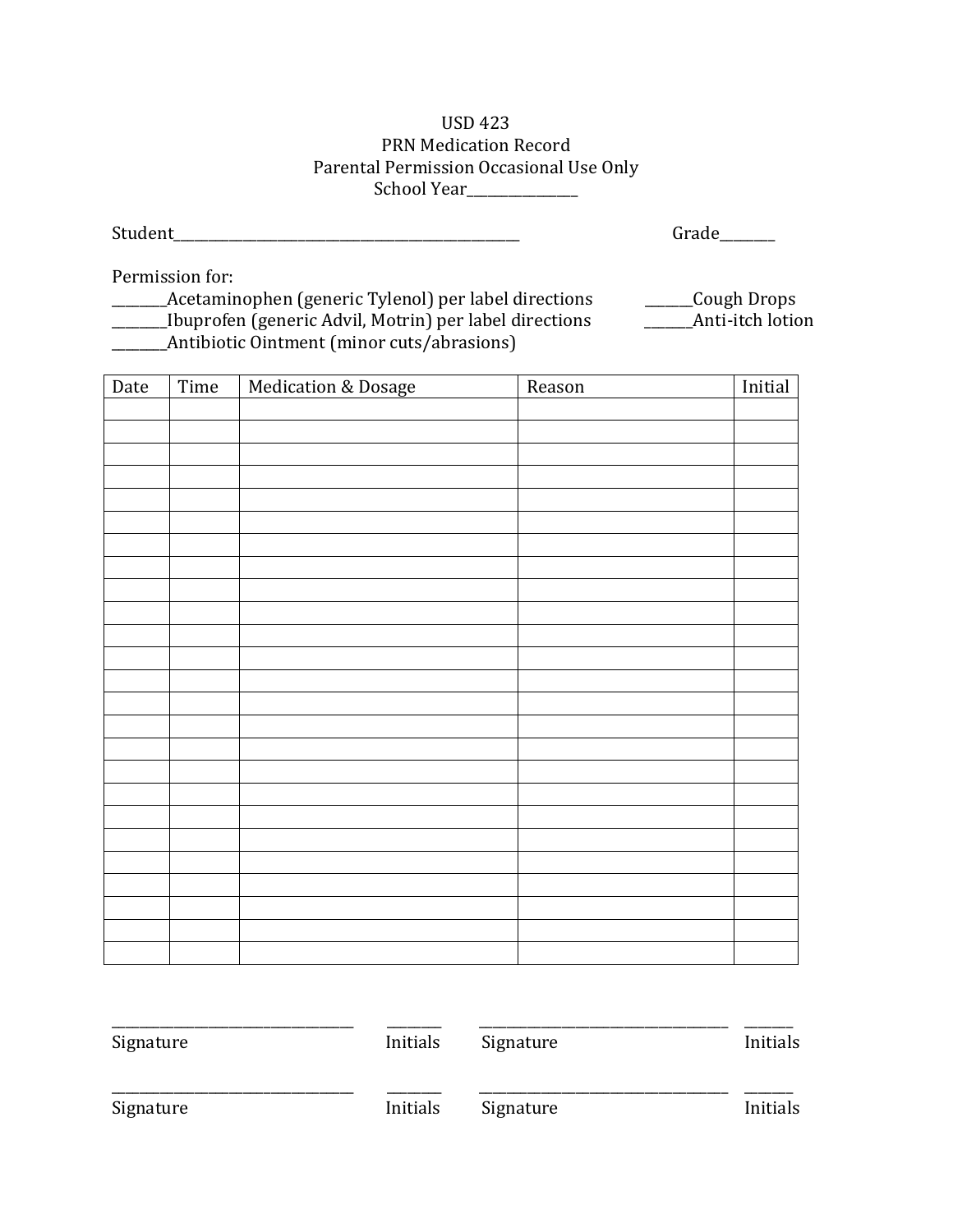USD 423

PRN Medication Record

Parental Permission Occasional Use Only

School Year_______________

Student__________________________________________________ Grade_______

Permission for:

_______Acetaminophen (generic Tylenol) per label directions

_______Ibuprofen (generic Advil, Motrin) per label directions

_______Antibiotic Ointment (minor cuts/abrasions)

______Cough Drops

______Anti-itch lotion

| Date | Time | Medication & Dosage | Reason | Initial |
|---|---|---|---|---|
| | | | | |
| | | | | |
| | | | | |
| | | | | |
| | | | | |
| | | | | |
| | | | | |
| | | | | |
| | | | | |
| | | | | |
| | | | | |
| | | | | |
| | | | | |
| | | | | |
| | | | | |
| | | | | |
| | | | | |
| | | | | |
| | | | | |
| | | | | |
| | | | | |
| | | | | |
| | | | | |
| | | | | |
| | | | | |

__________________________________ _______ __________________________________ ______

Signature Initials Signature Initials

__________________________________ _______ __________________________________ ______

Signature Initials Signature Initials